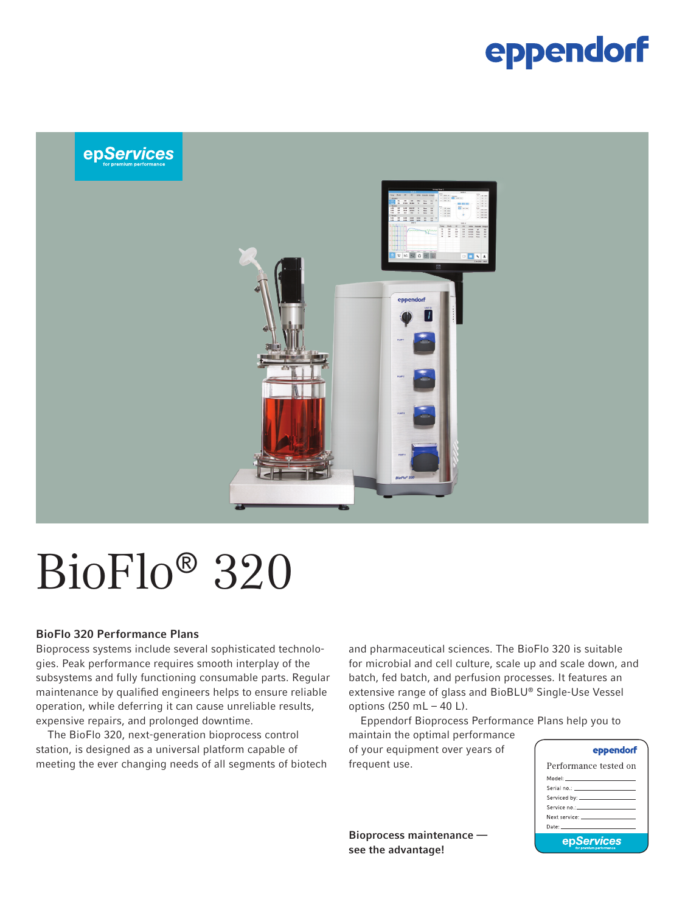# BioFlo® 320

### BioFlo 320 Performance Plans

Bioprocess systems include several sophisticated technologies. Peak performance requires smooth interplay of the subsystems and fully functioning consumable parts. Regular maintenance by qualified engineers helps to ensure reliable operation, while deferring it can cause unreliable results, expensive repairs, and prolonged downtime.

The BioFlo 320, next-generation bioprocess control station, is designed as a universal platform capable of meeting the ever changing needs of all segments of biotech and pharmaceutical sciences. The BioFlo 320 is suitable for microbial and cell culture, scale up and scale down, and batch, fed batch, and perfusion processes. It features an extensive range of glass and BioBLU® Single-Use Vessel options (250 mL – 40 L).

Eppendorf Bioprocess Performance Plans help you to maintain the optimal performance of your equipment over years of frequent use.

**Bioprocess maintenance — see the advantage!**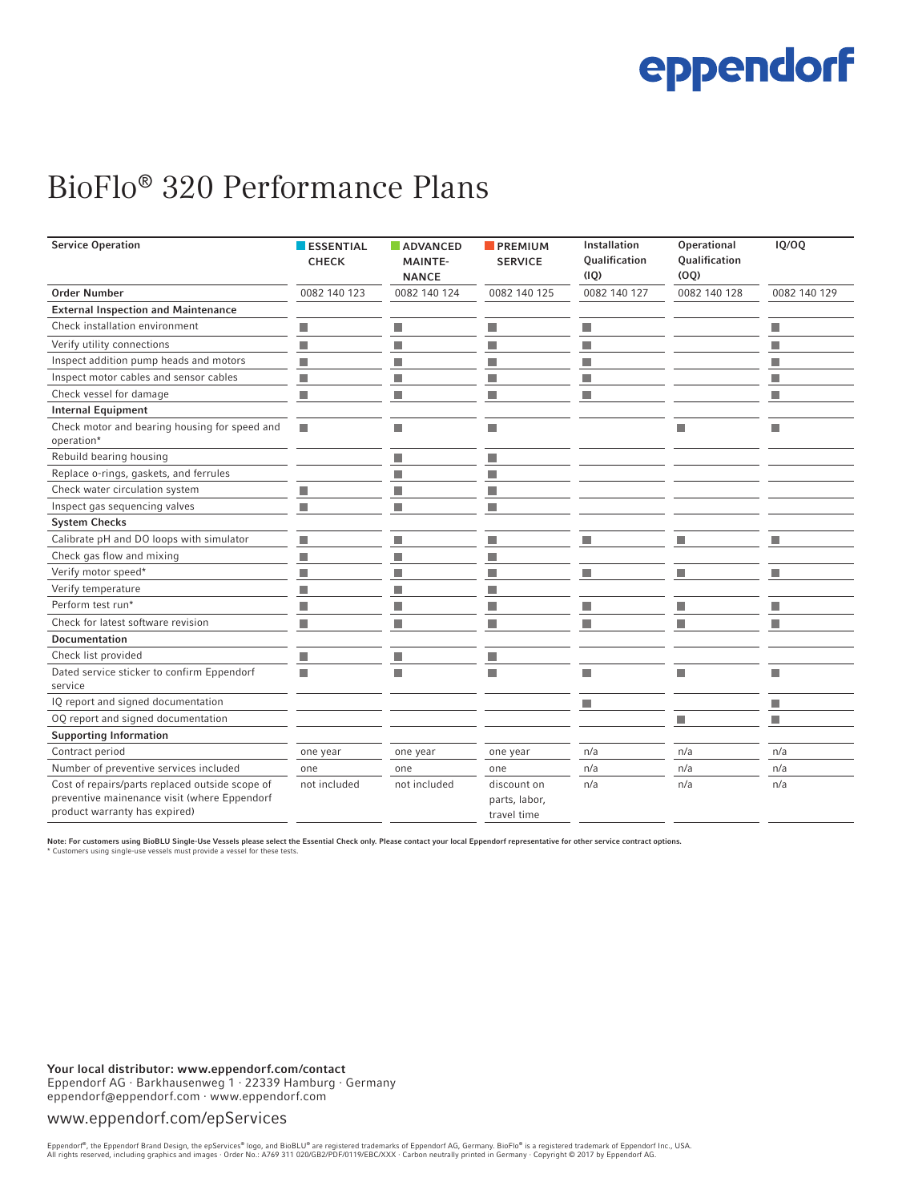# BioFlo® 320 Performance Plans

| Service Operation | ESSENTIAL CHECK | ADVANCED MAINTE-NANCE | PREMIUM SERVICE | Installation Qualification (IQ) | Operational Qualification (OQ) | IQ/OQ |
|---|---|---|---|---|---|---|
| **Order Number** | 0082 140 123 | 0082 140 124 | 0082 140 125 | 0082 140 127 | 0082 140 128 | 0082 140 129 |
| **External Inspection and Maintenance** | | | | | | |
| Check installation environment | ■ | ■ | ■ | ■ | | ■ |
| Verify utility connections | ■ | ■ | ■ | ■ | | ■ |
| Inspect addition pump heads and motors | ■ | ■ | ■ | ■ | | ■ |
| Inspect motor cables and sensor cables | ■ | ■ | ■ | ■ | | ■ |
| Check vessel for damage | ■ | ■ | ■ | ■ | | ■ |
| **Internal Equipment** | | | | | | |
| Check motor and bearing housing for speed and operation* | ■ | ■ | ■ | | ■ | ■ |
| Rebuild bearing housing | | ■ | ■ | | | |
| Replace o-rings, gaskets, and ferrules | | ■ | ■ | | | |
| Check water circulation system | ■ | ■ | ■ | | | |
| Inspect gas sequencing valves | ■ | ■ | ■ | | | |
| **System Checks** | | | | | | |
| Calibrate pH and DO loops with simulator | ■ | ■ | ■ | ■ | ■ | ■ |
| Check gas flow and mixing | ■ | ■ | ■ | | | |
| Verify motor speed* | ■ | ■ | ■ | ■ | ■ | ■ |
| Verify temperature | ■ | ■ | ■ | | | |
| Perform test run* | ■ | ■ | ■ | ■ | ■ | ■ |
| Check for latest software revision | ■ | ■ | ■ | ■ | ■ | ■ |
| **Documentation** | | | | | | |
| Check list provided | ■ | ■ | ■ | | | |
| Dated service sticker to confirm Eppendorf service | ■ | ■ | ■ | ■ | ■ | ■ |
| IQ report and signed documentation | | | | ■ | | ■ |
| OQ report and signed documentation | | | | | ■ | ■ |
| **Supporting Information** | | | | | | |
| Contract period | one year | one year | one year | n/a | n/a | n/a |
| Number of preventive services included | one | one | one | n/a | n/a | n/a |
| Cost of repairs/parts replaced outside scope of preventive mainenance visit (where Eppendorf product warranty has expired) | not included | not included | discount on parts, labor, travel time | n/a | n/a | n/a |

**Note: For customers using BioBLU Single-Use Vessels please select the Essential Check only. Please contact your local Eppendorf representative for other service contract options.**
* Customers using single-use vessels must provide a vessel for these tests.

**Your local distributor: www.eppendorf.com/contact**
Eppendorf AG · Barkhausenweg 1 · 22339 Hamburg · Germany
eppendorf@eppendorf.com · www.eppendorf.com

www.eppendorf.com/epServices

Eppendorf®, the Eppendorf Brand Design, the epServices® logo, and BioBLU® are registered trademarks of Eppendorf AG, Germany. BioFlo® is a registered trademark of Eppendorf Inc., USA.
All rights reserved, including graphics and images · Order No.: A769 311 020/GB2/PDF/0119/EBC/XXX · Carbon neutrally printed in Germany · Copyright © 2017 by Eppendorf AG.